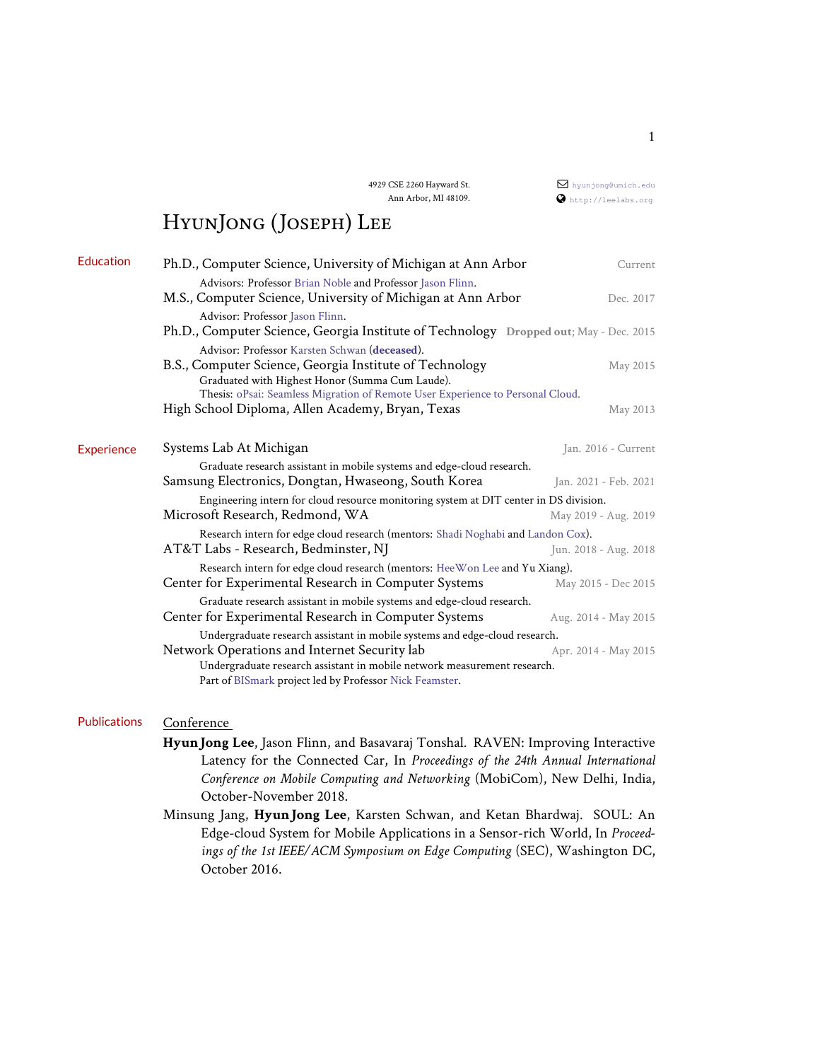4929 CSE 2260 Hayward St.
Ann Arbor, MI 48109.

hyunjong@umich.edu
http://leelabs.org

# HyunJong (Joseph) Lee

## Education

**Ph.D., Computer Science, University of Michigan at Ann Arbor** — Current
Advisors: Professor Brian Noble and Professor Jason Flinn.

**M.S., Computer Science, University of Michigan at Ann Arbor** — Dec. 2017
Advisor: Professor Jason Flinn.

**Ph.D., Computer Science, Georgia Institute of Technology** — **Dropped out**; May - Dec. 2015
Advisor: Professor Karsten Schwan (**deceased**).

**B.S., Computer Science, Georgia Institute of Technology** — May 2015
Graduated with Highest Honor (Summa Cum Laude).
Thesis: oPsai: Seamless Migration of Remote User Experience to Personal Cloud.

**High School Diploma, Allen Academy, Bryan, Texas** — May 2013

## Experience

**Systems Lab At Michigan** — Jan. 2016 - Current
Graduate research assistant in mobile systems and edge-cloud research.

**Samsung Electronics, Dongtan, Hwaseong, South Korea** — Jan. 2021 - Feb. 2021
Engineering intern for cloud resource monitoring system at DIT center in DS division.

**Microsoft Research, Redmond, WA** — May 2019 - Aug. 2019
Research intern for edge cloud research (mentors: Shadi Noghabi and Landon Cox).

**AT&T Labs - Research, Bedminster, NJ** — Jun. 2018 - Aug. 2018
Research intern for edge cloud research (mentors: HeeWon Lee and Yu Xiang).

**Center for Experimental Research in Computer Systems** — May 2015 - Dec 2015
Graduate research assistant in mobile systems and edge-cloud research.

**Center for Experimental Research in Computer Systems** — Aug. 2014 - May 2015
Undergraduate research assistant in mobile systems and edge-cloud research.

**Network Operations and Internet Security lab** — Apr. 2014 - May 2015
Undergraduate research assistant in mobile network measurement research.
Part of BISmark project led by Professor Nick Feamster.

## Publications

### Conference

**HyunJong Lee**, Jason Flinn, and Basavaraj Tonshal. RAVEN: Improving Interactive Latency for the Connected Car, In *Proceedings of the 24th Annual International Conference on Mobile Computing and Networking* (MobiCom), New Delhi, India, October-November 2018.

Minsung Jang, **HyunJong Lee**, Karsten Schwan, and Ketan Bhardwaj. SOUL: An Edge-cloud System for Mobile Applications in a Sensor-rich World, In *Proceedings of the 1st IEEE/ACM Symposium on Edge Computing* (SEC), Washington DC, October 2016.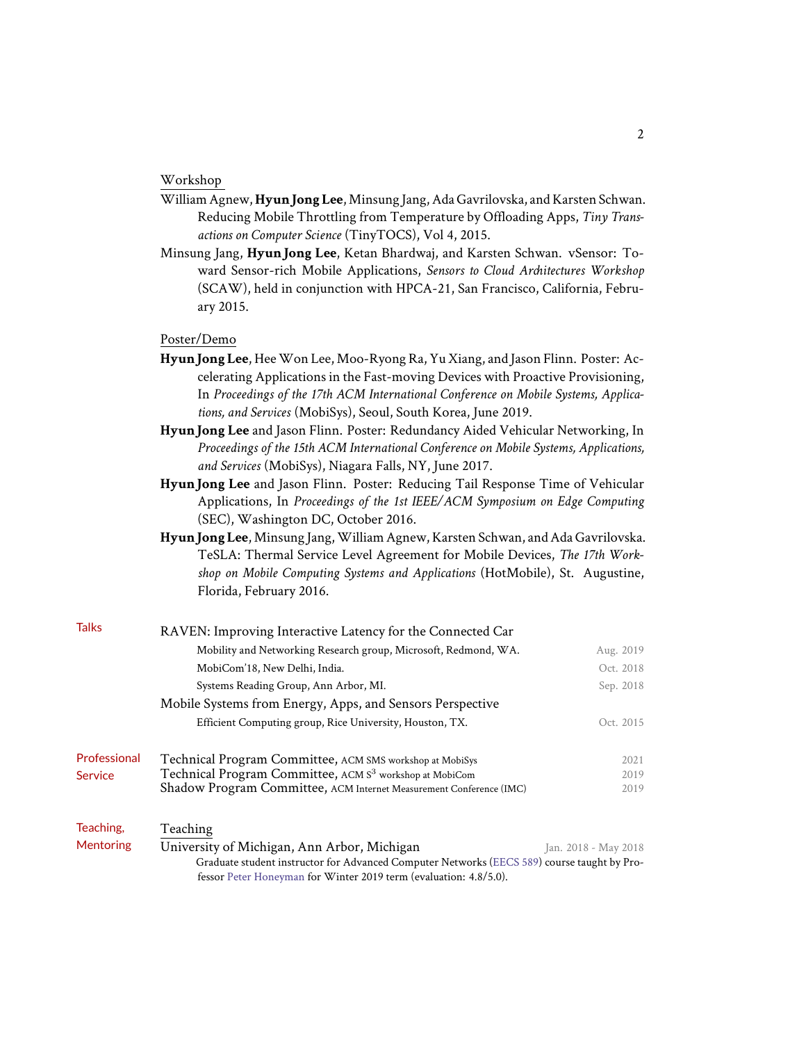### Workshop

William Agnew, **Hyun Jong Lee**, Minsung Jang, Ada Gavrilovska, and Karsten Schwan. Reducing Mobile Throttling from Temperature by Offloading Apps, *Tiny Transactions on Computer Science* (TinyTOCS), Vol 4, 2015.

Minsung Jang, **Hyun Jong Lee**, Ketan Bhardwaj, and Karsten Schwan. vSensor: Toward Sensor-rich Mobile Applications, *Sensors to Cloud Architectures Workshop* (SCAW), held in conjunction with HPCA-21, San Francisco, California, February 2015.

### Poster/Demo

**Hyun Jong Lee**, Hee Won Lee, Moo-Ryong Ra, Yu Xiang, and Jason Flinn. Poster: Accelerating Applications in the Fast-moving Devices with Proactive Provisioning, In *Proceedings of the 17th ACM International Conference on Mobile Systems, Applications, and Services* (MobiSys), Seoul, South Korea, June 2019.

**Hyun Jong Lee** and Jason Flinn. Poster: Redundancy Aided Vehicular Networking, In *Proceedings of the 15th ACM International Conference on Mobile Systems, Applications, and Services* (MobiSys), Niagara Falls, NY, June 2017.

**Hyun Jong Lee** and Jason Flinn. Poster: Reducing Tail Response Time of Vehicular Applications, In *Proceedings of the 1st IEEE/ACM Symposium on Edge Computing* (SEC), Washington DC, October 2016.

**Hyun Jong Lee**, Minsung Jang, William Agnew, Karsten Schwan, and Ada Gavrilovska. TeSLA: Thermal Service Level Agreement for Mobile Devices, *The 17th Workshop on Mobile Computing Systems and Applications* (HotMobile), St. Augustine, Florida, February 2016.

## Talks

RAVEN: Improving Interactive Latency for the Connected Car

- Mobility and Networking Research group, Microsoft, Redmond, WA. — Aug. 2019
- MobiCom'18, New Delhi, India. — Oct. 2018
- Systems Reading Group, Ann Arbor, MI. — Sep. 2018

Mobile Systems from Energy, Apps, and Sensors Perspective

- Efficient Computing group, Rice University, Houston, TX. — Oct. 2015

## Professional Service

- Technical Program Committee, ACM SMS workshop at MobiSys — 2021
- Technical Program Committee, ACM $S^3$ workshop at MobiCom — 2019
- Shadow Program Committee, ACM Internet Measurement Conference (IMC) — 2019

## Teaching, Mentoring

### Teaching

University of Michigan, Ann Arbor, Michigan — Jan. 2018 - May 2018

Graduate student instructor for Advanced Computer Networks (EECS 589) course taught by Professor Peter Honeyman for Winter 2019 term (evaluation: 4.8/5.0).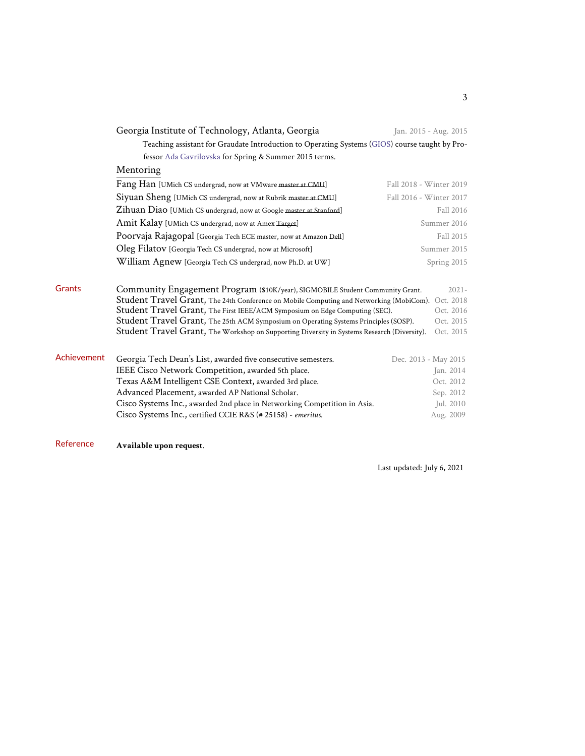Georgia Institute of Technology, Atlanta, Georgia — Jan. 2015 - Aug. 2015

Teaching assistant for Graudate Introduction to Operating Systems (GIOS) course taught by Professor Ada Gavrilovska for Spring & Summer 2015 terms.

### Mentoring

- Fang Han [UMich CS undergrad, now at VMware ~~master at CMU~~] — Fall 2018 - Winter 2019
- Siyuan Sheng [UMich CS undergrad, now at Rubrik ~~master at CMU~~] — Fall 2016 - Winter 2017
- Zihuan Diao [UMich CS undergrad, now at Google ~~master at Stanford~~] — Fall 2016
- Amit Kalay [UMich CS undergrad, now at Amex ~~Target~~] — Summer 2016
- Poorvaja Rajagopal [Georgia Tech ECE master, now at Amazon ~~Dell~~] — Fall 2015
- Oleg Filatov [Georgia Tech CS undergrad, now at Microsoft] — Summer 2015
- William Agnew [Georgia Tech CS undergrad, now Ph.D. at UW] — Spring 2015

## Grants

- Community Engagement Program ($10K/year), SIGMOBILE Student Community Grant. — 2021-
- Student Travel Grant, The 24th Conference on Mobile Computing and Networking (MobiCom). — Oct. 2018
- Student Travel Grant, The First IEEE/ACM Symposium on Edge Computing (SEC). — Oct. 2016
- Student Travel Grant, The 25th ACM Symposium on Operating Systems Principles (SOSP). — Oct. 2015
- Student Travel Grant, The Workshop on Supporting Diversity in Systems Research (Diversity). — Oct. 2015

## Achievement

- Georgia Tech Dean's List, awarded five consecutive semesters. — Dec. 2013 - May 2015
- IEEE Cisco Network Competition, awarded 5th place. — Jan. 2014
- Texas A&M Intelligent CSE Context, awarded 3rd place. — Oct. 2012
- Advanced Placement, awarded AP National Scholar. — Sep. 2012
- Cisco Systems Inc., awarded 2nd place in Networking Competition in Asia. — Jul. 2010
- Cisco Systems Inc., certified CCIE R&S (# 25158) - *emeritus*. — Aug. 2009

## Reference

**Available upon request**.

Last updated: July 6, 2021